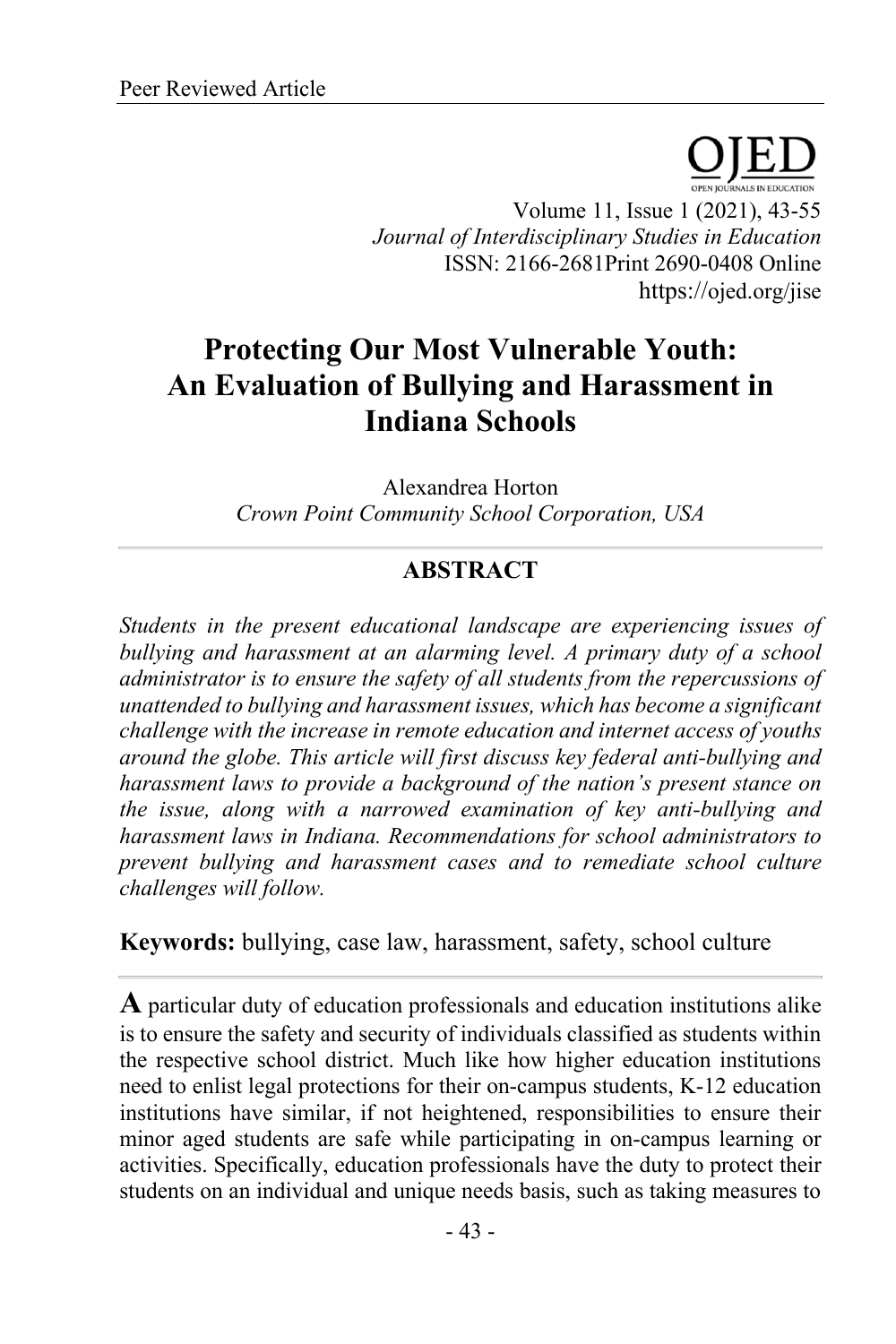Peer Reviewed Article

Volume 11, Issue 1 (2021), 43-55
*Journal of Interdisciplinary Studies in Education*
ISSN: 2166-2681Print 2690-0408 Online
https://ojed.org/jise

# Protecting Our Most Vulnerable Youth: An Evaluation of Bullying and Harassment in Indiana Schools

Alexandrea Horton
*Crown Point Community School Corporation, USA*

## ABSTRACT

*Students in the present educational landscape are experiencing issues of bullying and harassment at an alarming level. A primary duty of a school administrator is to ensure the safety of all students from the repercussions of unattended to bullying and harassment issues, which has become a significant challenge with the increase in remote education and internet access of youths around the globe. This article will first discuss key federal anti-bullying and harassment laws to provide a background of the nation's present stance on the issue, along with a narrowed examination of key anti-bullying and harassment laws in Indiana. Recommendations for school administrators to prevent bullying and harassment cases and to remediate school culture challenges will follow.*

**Keywords:** bullying, case law, harassment, safety, school culture

A particular duty of education professionals and education institutions alike is to ensure the safety and security of individuals classified as students within the respective school district. Much like how higher education institutions need to enlist legal protections for their on-campus students, K-12 education institutions have similar, if not heightened, responsibilities to ensure their minor aged students are safe while participating in on-campus learning or activities. Specifically, education professionals have the duty to protect their students on an individual and unique needs basis, such as taking measures to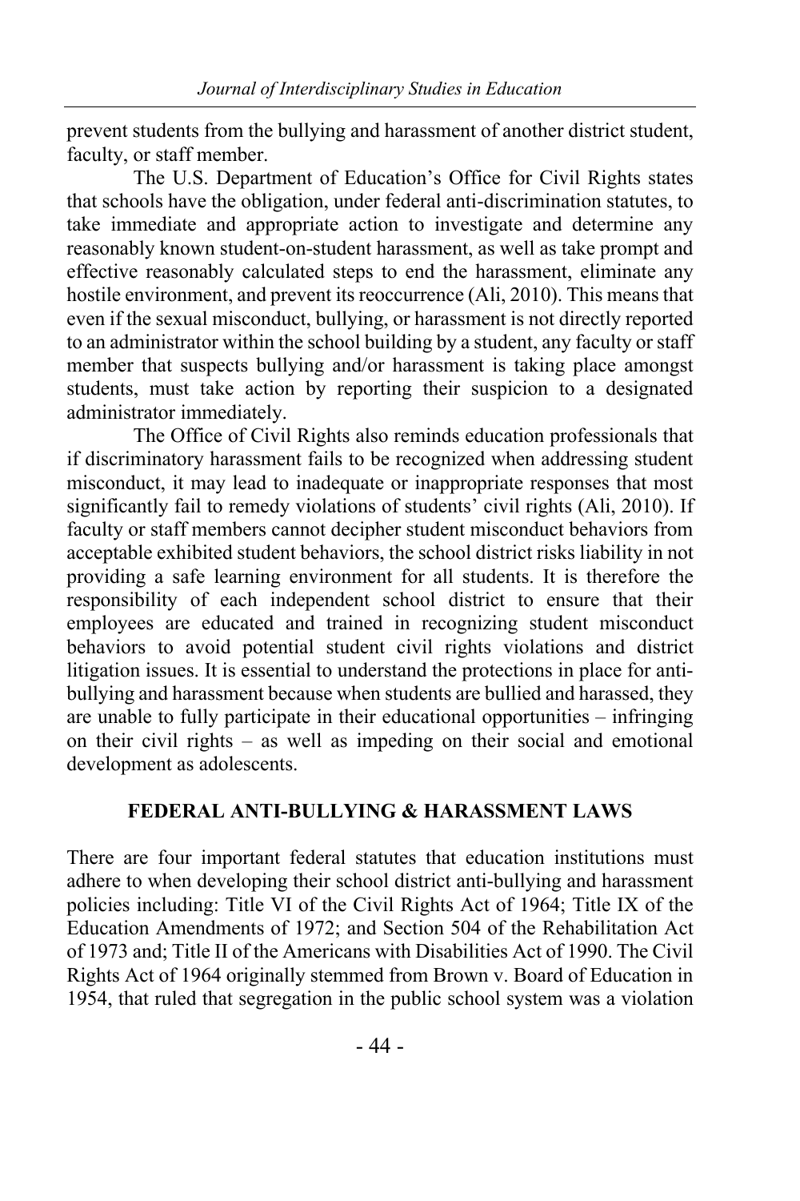prevent students from the bullying and harassment of another district student, faculty, or staff member.

The U.S. Department of Education's Office for Civil Rights states that schools have the obligation, under federal anti-discrimination statutes, to take immediate and appropriate action to investigate and determine any reasonably known student-on-student harassment, as well as take prompt and effective reasonably calculated steps to end the harassment, eliminate any hostile environment, and prevent its reoccurrence (Ali, 2010). This means that even if the sexual misconduct, bullying, or harassment is not directly reported to an administrator within the school building by a student, any faculty or staff member that suspects bullying and/or harassment is taking place amongst students, must take action by reporting their suspicion to a designated administrator immediately.

The Office of Civil Rights also reminds education professionals that if discriminatory harassment fails to be recognized when addressing student misconduct, it may lead to inadequate or inappropriate responses that most significantly fail to remedy violations of students' civil rights (Ali, 2010). If faculty or staff members cannot decipher student misconduct behaviors from acceptable exhibited student behaviors, the school district risks liability in not providing a safe learning environment for all students. It is therefore the responsibility of each independent school district to ensure that their employees are educated and trained in recognizing student misconduct behaviors to avoid potential student civil rights violations and district litigation issues. It is essential to understand the protections in place for anti-bullying and harassment because when students are bullied and harassed, they are unable to fully participate in their educational opportunities – infringing on their civil rights – as well as impeding on their social and emotional development as adolescents.

## FEDERAL ANTI-BULLYING & HARASSMENT LAWS

There are four important federal statutes that education institutions must adhere to when developing their school district anti-bullying and harassment policies including: Title VI of the Civil Rights Act of 1964; Title IX of the Education Amendments of 1972; and Section 504 of the Rehabilitation Act of 1973 and; Title II of the Americans with Disabilities Act of 1990. The Civil Rights Act of 1964 originally stemmed from Brown v. Board of Education in 1954, that ruled that segregation in the public school system was a violation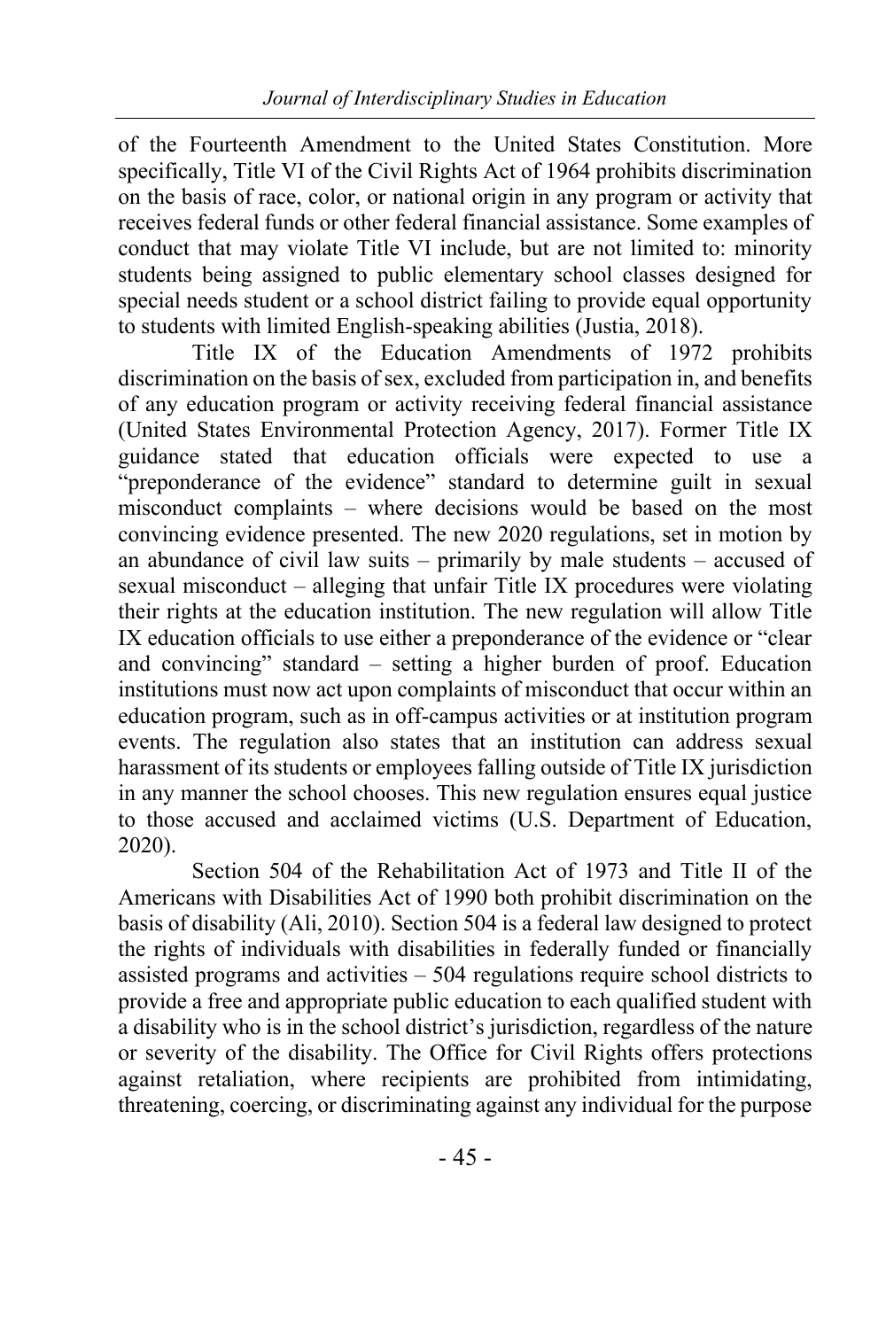of the Fourteenth Amendment to the United States Constitution. More specifically, Title VI of the Civil Rights Act of 1964 prohibits discrimination on the basis of race, color, or national origin in any program or activity that receives federal funds or other federal financial assistance. Some examples of conduct that may violate Title VI include, but are not limited to: minority students being assigned to public elementary school classes designed for special needs student or a school district failing to provide equal opportunity to students with limited English-speaking abilities (Justia, 2018).

Title IX of the Education Amendments of 1972 prohibits discrimination on the basis of sex, excluded from participation in, and benefits of any education program or activity receiving federal financial assistance (United States Environmental Protection Agency, 2017). Former Title IX guidance stated that education officials were expected to use a "preponderance of the evidence" standard to determine guilt in sexual misconduct complaints – where decisions would be based on the most convincing evidence presented. The new 2020 regulations, set in motion by an abundance of civil law suits – primarily by male students – accused of sexual misconduct – alleging that unfair Title IX procedures were violating their rights at the education institution. The new regulation will allow Title IX education officials to use either a preponderance of the evidence or "clear and convincing" standard – setting a higher burden of proof. Education institutions must now act upon complaints of misconduct that occur within an education program, such as in off-campus activities or at institution program events. The regulation also states that an institution can address sexual harassment of its students or employees falling outside of Title IX jurisdiction in any manner the school chooses. This new regulation ensures equal justice to those accused and acclaimed victims (U.S. Department of Education, 2020).

Section 504 of the Rehabilitation Act of 1973 and Title II of the Americans with Disabilities Act of 1990 both prohibit discrimination on the basis of disability (Ali, 2010). Section 504 is a federal law designed to protect the rights of individuals with disabilities in federally funded or financially assisted programs and activities – 504 regulations require school districts to provide a free and appropriate public education to each qualified student with a disability who is in the school district's jurisdiction, regardless of the nature or severity of the disability. The Office for Civil Rights offers protections against retaliation, where recipients are prohibited from intimidating, threatening, coercing, or discriminating against any individual for the purpose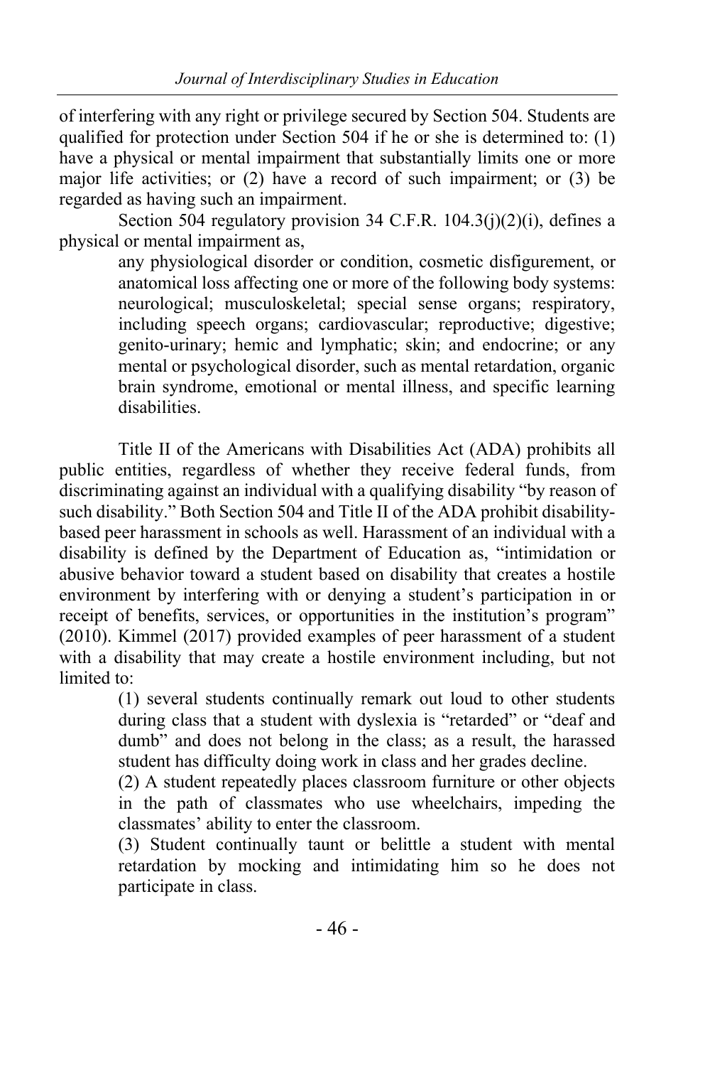of interfering with any right or privilege secured by Section 504. Students are qualified for protection under Section 504 if he or she is determined to: (1) have a physical or mental impairment that substantially limits one or more major life activities; or (2) have a record of such impairment; or (3) be regarded as having such an impairment.

Section 504 regulatory provision 34 C.F.R. 104.3(j)(2)(i), defines a physical or mental impairment as,

> any physiological disorder or condition, cosmetic disfigurement, or anatomical loss affecting one or more of the following body systems: neurological; musculoskeletal; special sense organs; respiratory, including speech organs; cardiovascular; reproductive; digestive; genito-urinary; hemic and lymphatic; skin; and endocrine; or any mental or psychological disorder, such as mental retardation, organic brain syndrome, emotional or mental illness, and specific learning disabilities.

Title II of the Americans with Disabilities Act (ADA) prohibits all public entities, regardless of whether they receive federal funds, from discriminating against an individual with a qualifying disability "by reason of such disability." Both Section 504 and Title II of the ADA prohibit disability-based peer harassment in schools as well. Harassment of an individual with a disability is defined by the Department of Education as, "intimidation or abusive behavior toward a student based on disability that creates a hostile environment by interfering with or denying a student's participation in or receipt of benefits, services, or opportunities in the institution's program" (2010). Kimmel (2017) provided examples of peer harassment of a student with a disability that may create a hostile environment including, but not limited to:

> (1) several students continually remark out loud to other students during class that a student with dyslexia is "retarded" or "deaf and dumb" and does not belong in the class; as a result, the harassed student has difficulty doing work in class and her grades decline.
>
> (2) A student repeatedly places classroom furniture or other objects in the path of classmates who use wheelchairs, impeding the classmates' ability to enter the classroom.
>
> (3) Student continually taunt or belittle a student with mental retardation by mocking and intimidating him so he does not participate in class.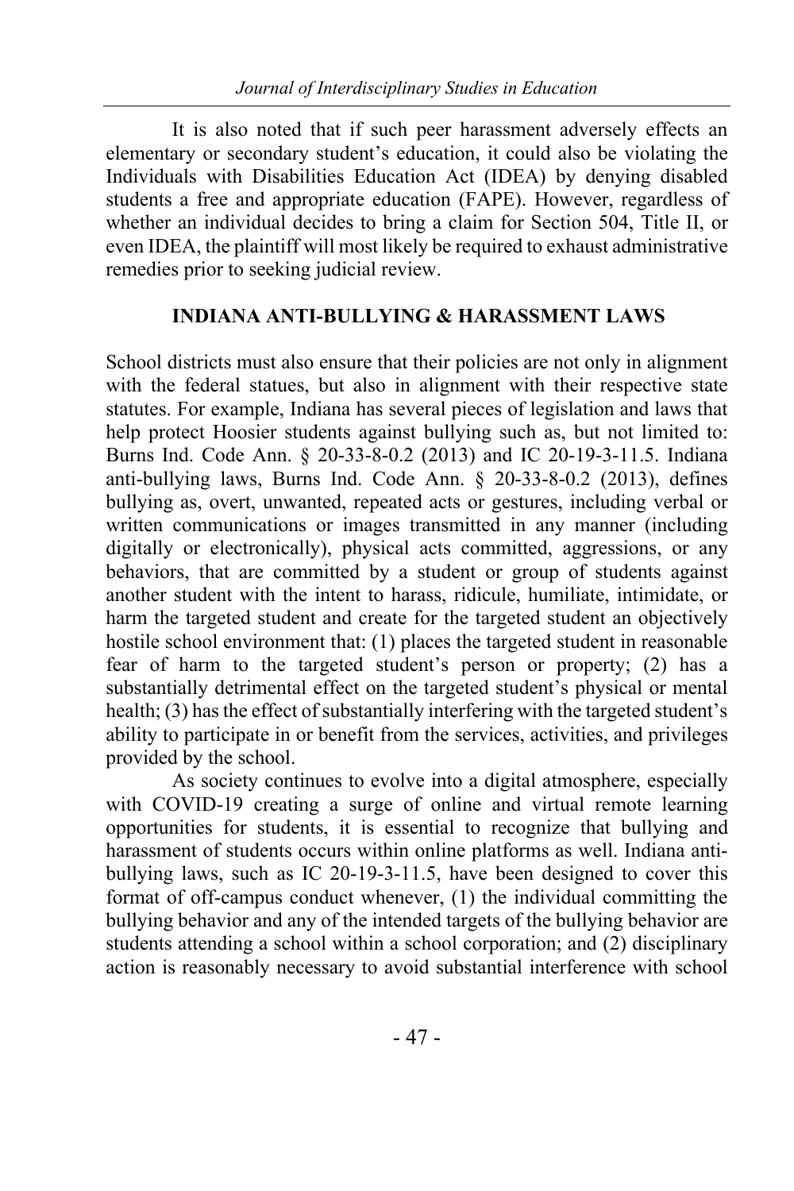It is also noted that if such peer harassment adversely effects an elementary or secondary student's education, it could also be violating the Individuals with Disabilities Education Act (IDEA) by denying disabled students a free and appropriate education (FAPE). However, regardless of whether an individual decides to bring a claim for Section 504, Title II, or even IDEA, the plaintiff will most likely be required to exhaust administrative remedies prior to seeking judicial review.

## INDIANA ANTI-BULLYING & HARASSMENT LAWS

School districts must also ensure that their policies are not only in alignment with the federal statues, but also in alignment with their respective state statutes. For example, Indiana has several pieces of legislation and laws that help protect Hoosier students against bullying such as, but not limited to: Burns Ind. Code Ann. § 20-33-8-0.2 (2013) and IC 20-19-3-11.5. Indiana anti-bullying laws, Burns Ind. Code Ann. § 20-33-8-0.2 (2013), defines bullying as, overt, unwanted, repeated acts or gestures, including verbal or written communications or images transmitted in any manner (including digitally or electronically), physical acts committed, aggressions, or any behaviors, that are committed by a student or group of students against another student with the intent to harass, ridicule, humiliate, intimidate, or harm the targeted student and create for the targeted student an objectively hostile school environment that: (1) places the targeted student in reasonable fear of harm to the targeted student's person or property; (2) has a substantially detrimental effect on the targeted student's physical or mental health; (3) has the effect of substantially interfering with the targeted student's ability to participate in or benefit from the services, activities, and privileges provided by the school.

As society continues to evolve into a digital atmosphere, especially with COVID-19 creating a surge of online and virtual remote learning opportunities for students, it is essential to recognize that bullying and harassment of students occurs within online platforms as well. Indiana anti-bullying laws, such as IC 20-19-3-11.5, have been designed to cover this format of off-campus conduct whenever, (1) the individual committing the bullying behavior and any of the intended targets of the bullying behavior are students attending a school within a school corporation; and (2) disciplinary action is reasonably necessary to avoid substantial interference with school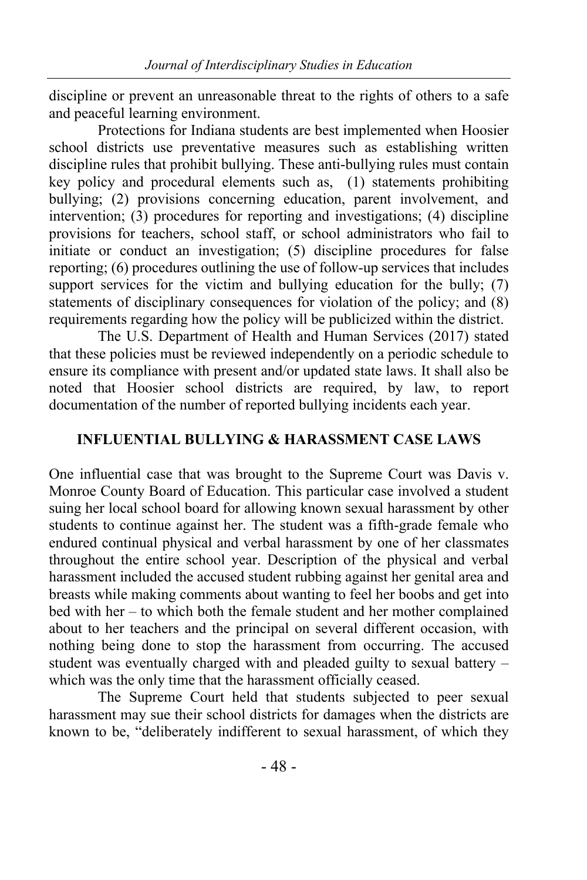discipline or prevent an unreasonable threat to the rights of others to a safe and peaceful learning environment.

Protections for Indiana students are best implemented when Hoosier school districts use preventative measures such as establishing written discipline rules that prohibit bullying. These anti-bullying rules must contain key policy and procedural elements such as, (1) statements prohibiting bullying; (2) provisions concerning education, parent involvement, and intervention; (3) procedures for reporting and investigations; (4) discipline provisions for teachers, school staff, or school administrators who fail to initiate or conduct an investigation; (5) discipline procedures for false reporting; (6) procedures outlining the use of follow-up services that includes support services for the victim and bullying education for the bully; (7) statements of disciplinary consequences for violation of the policy; and (8) requirements regarding how the policy will be publicized within the district.

The U.S. Department of Health and Human Services (2017) stated that these policies must be reviewed independently on a periodic schedule to ensure its compliance with present and/or updated state laws. It shall also be noted that Hoosier school districts are required, by law, to report documentation of the number of reported bullying incidents each year.

## INFLUENTIAL BULLYING & HARASSMENT CASE LAWS

One influential case that was brought to the Supreme Court was Davis v. Monroe County Board of Education. This particular case involved a student suing her local school board for allowing known sexual harassment by other students to continue against her. The student was a fifth-grade female who endured continual physical and verbal harassment by one of her classmates throughout the entire school year. Description of the physical and verbal harassment included the accused student rubbing against her genital area and breasts while making comments about wanting to feel her boobs and get into bed with her – to which both the female student and her mother complained about to her teachers and the principal on several different occasion, with nothing being done to stop the harassment from occurring. The accused student was eventually charged with and pleaded guilty to sexual battery – which was the only time that the harassment officially ceased.

The Supreme Court held that students subjected to peer sexual harassment may sue their school districts for damages when the districts are known to be, "deliberately indifferent to sexual harassment, of which they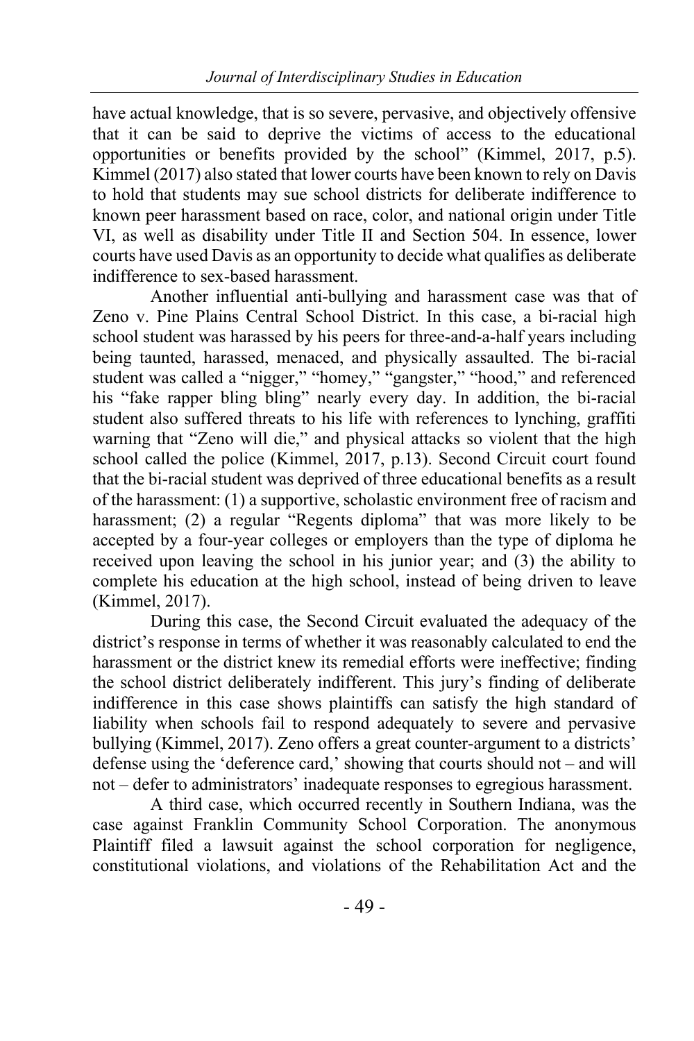have actual knowledge, that is so severe, pervasive, and objectively offensive that it can be said to deprive the victims of access to the educational opportunities or benefits provided by the school" (Kimmel, 2017, p.5). Kimmel (2017) also stated that lower courts have been known to rely on Davis to hold that students may sue school districts for deliberate indifference to known peer harassment based on race, color, and national origin under Title VI, as well as disability under Title II and Section 504. In essence, lower courts have used Davis as an opportunity to decide what qualifies as deliberate indifference to sex-based harassment.

Another influential anti-bullying and harassment case was that of Zeno v. Pine Plains Central School District. In this case, a bi-racial high school student was harassed by his peers for three-and-a-half years including being taunted, harassed, menaced, and physically assaulted. The bi-racial student was called a "nigger," "homey," "gangster," "hood," and referenced his "fake rapper bling bling" nearly every day. In addition, the bi-racial student also suffered threats to his life with references to lynching, graffiti warning that "Zeno will die," and physical attacks so violent that the high school called the police (Kimmel, 2017, p.13). Second Circuit court found that the bi-racial student was deprived of three educational benefits as a result of the harassment: (1) a supportive, scholastic environment free of racism and harassment; (2) a regular "Regents diploma" that was more likely to be accepted by a four-year colleges or employers than the type of diploma he received upon leaving the school in his junior year; and (3) the ability to complete his education at the high school, instead of being driven to leave (Kimmel, 2017).

During this case, the Second Circuit evaluated the adequacy of the district's response in terms of whether it was reasonably calculated to end the harassment or the district knew its remedial efforts were ineffective; finding the school district deliberately indifferent. This jury's finding of deliberate indifference in this case shows plaintiffs can satisfy the high standard of liability when schools fail to respond adequately to severe and pervasive bullying (Kimmel, 2017). Zeno offers a great counter-argument to a districts' defense using the 'deference card,' showing that courts should not – and will not – defer to administrators' inadequate responses to egregious harassment.

A third case, which occurred recently in Southern Indiana, was the case against Franklin Community School Corporation. The anonymous Plaintiff filed a lawsuit against the school corporation for negligence, constitutional violations, and violations of the Rehabilitation Act and the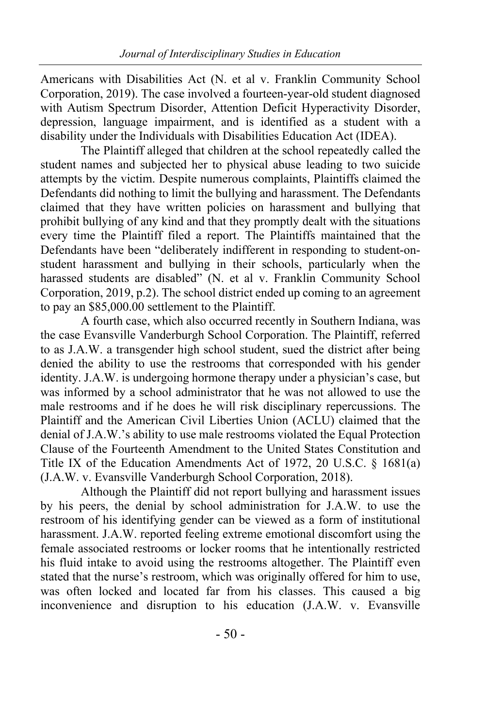Americans with Disabilities Act (N. et al v. Franklin Community School Corporation, 2019). The case involved a fourteen-year-old student diagnosed with Autism Spectrum Disorder, Attention Deficit Hyperactivity Disorder, depression, language impairment, and is identified as a student with a disability under the Individuals with Disabilities Education Act (IDEA).

The Plaintiff alleged that children at the school repeatedly called the student names and subjected her to physical abuse leading to two suicide attempts by the victim. Despite numerous complaints, Plaintiffs claimed the Defendants did nothing to limit the bullying and harassment. The Defendants claimed that they have written policies on harassment and bullying that prohibit bullying of any kind and that they promptly dealt with the situations every time the Plaintiff filed a report. The Plaintiffs maintained that the Defendants have been "deliberately indifferent in responding to student-on-student harassment and bullying in their schools, particularly when the harassed students are disabled" (N. et al v. Franklin Community School Corporation, 2019, p.2). The school district ended up coming to an agreement to pay an $85,000.00 settlement to the Plaintiff.

A fourth case, which also occurred recently in Southern Indiana, was the case Evansville Vanderburgh School Corporation. The Plaintiff, referred to as J.A.W. a transgender high school student, sued the district after being denied the ability to use the restrooms that corresponded with his gender identity. J.A.W. is undergoing hormone therapy under a physician's case, but was informed by a school administrator that he was not allowed to use the male restrooms and if he does he will risk disciplinary repercussions. The Plaintiff and the American Civil Liberties Union (ACLU) claimed that the denial of J.A.W.'s ability to use male restrooms violated the Equal Protection Clause of the Fourteenth Amendment to the United States Constitution and Title IX of the Education Amendments Act of 1972, 20 U.S.C. § 1681(a) (J.A.W. v. Evansville Vanderburgh School Corporation, 2018).

Although the Plaintiff did not report bullying and harassment issues by his peers, the denial by school administration for J.A.W. to use the restroom of his identifying gender can be viewed as a form of institutional harassment. J.A.W. reported feeling extreme emotional discomfort using the female associated restrooms or locker rooms that he intentionally restricted his fluid intake to avoid using the restrooms altogether. The Plaintiff even stated that the nurse's restroom, which was originally offered for him to use, was often locked and located far from his classes. This caused a big inconvenience and disruption to his education (J.A.W. v. Evansville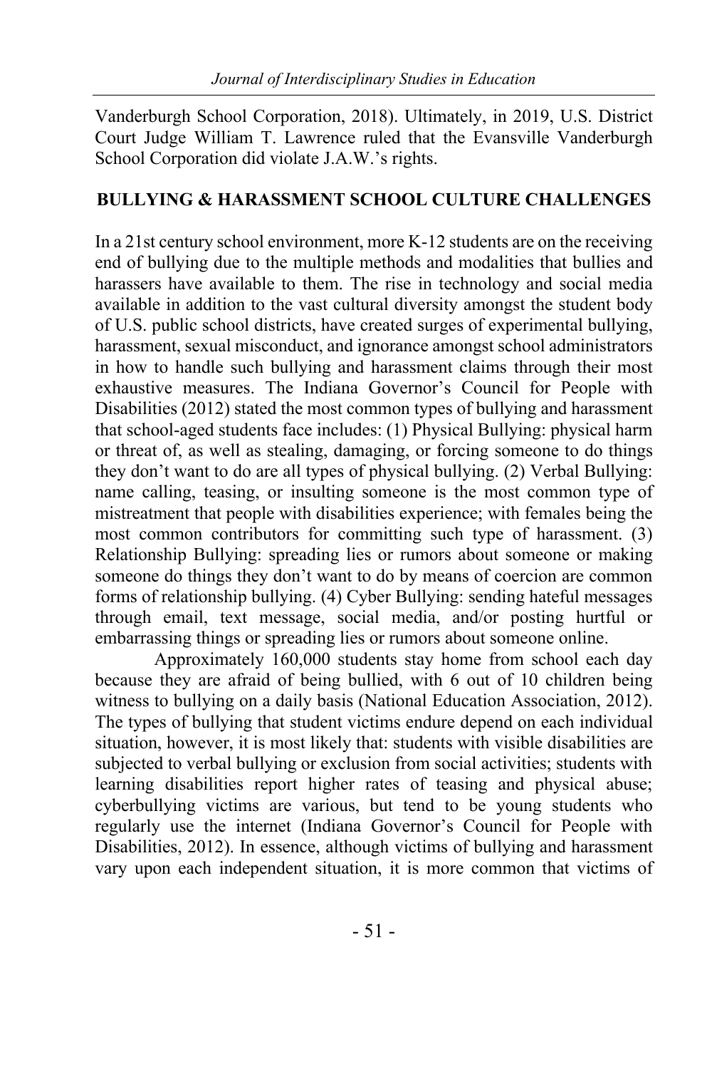Vanderburgh School Corporation, 2018). Ultimately, in 2019, U.S. District Court Judge William T. Lawrence ruled that the Evansville Vanderburgh School Corporation did violate J.A.W.'s rights.

## BULLYING & HARASSMENT SCHOOL CULTURE CHALLENGES

In a 21st century school environment, more K-12 students are on the receiving end of bullying due to the multiple methods and modalities that bullies and harassers have available to them. The rise in technology and social media available in addition to the vast cultural diversity amongst the student body of U.S. public school districts, have created surges of experimental bullying, harassment, sexual misconduct, and ignorance amongst school administrators in how to handle such bullying and harassment claims through their most exhaustive measures. The Indiana Governor's Council for People with Disabilities (2012) stated the most common types of bullying and harassment that school-aged students face includes: (1) Physical Bullying: physical harm or threat of, as well as stealing, damaging, or forcing someone to do things they don't want to do are all types of physical bullying. (2) Verbal Bullying: name calling, teasing, or insulting someone is the most common type of mistreatment that people with disabilities experience; with females being the most common contributors for committing such type of harassment. (3) Relationship Bullying: spreading lies or rumors about someone or making someone do things they don't want to do by means of coercion are common forms of relationship bullying. (4) Cyber Bullying: sending hateful messages through email, text message, social media, and/or posting hurtful or embarrassing things or spreading lies or rumors about someone online.

Approximately 160,000 students stay home from school each day because they are afraid of being bullied, with 6 out of 10 children being witness to bullying on a daily basis (National Education Association, 2012). The types of bullying that student victims endure depend on each individual situation, however, it is most likely that: students with visible disabilities are subjected to verbal bullying or exclusion from social activities; students with learning disabilities report higher rates of teasing and physical abuse; cyberbullying victims are various, but tend to be young students who regularly use the internet (Indiana Governor's Council for People with Disabilities, 2012). In essence, although victims of bullying and harassment vary upon each independent situation, it is more common that victims of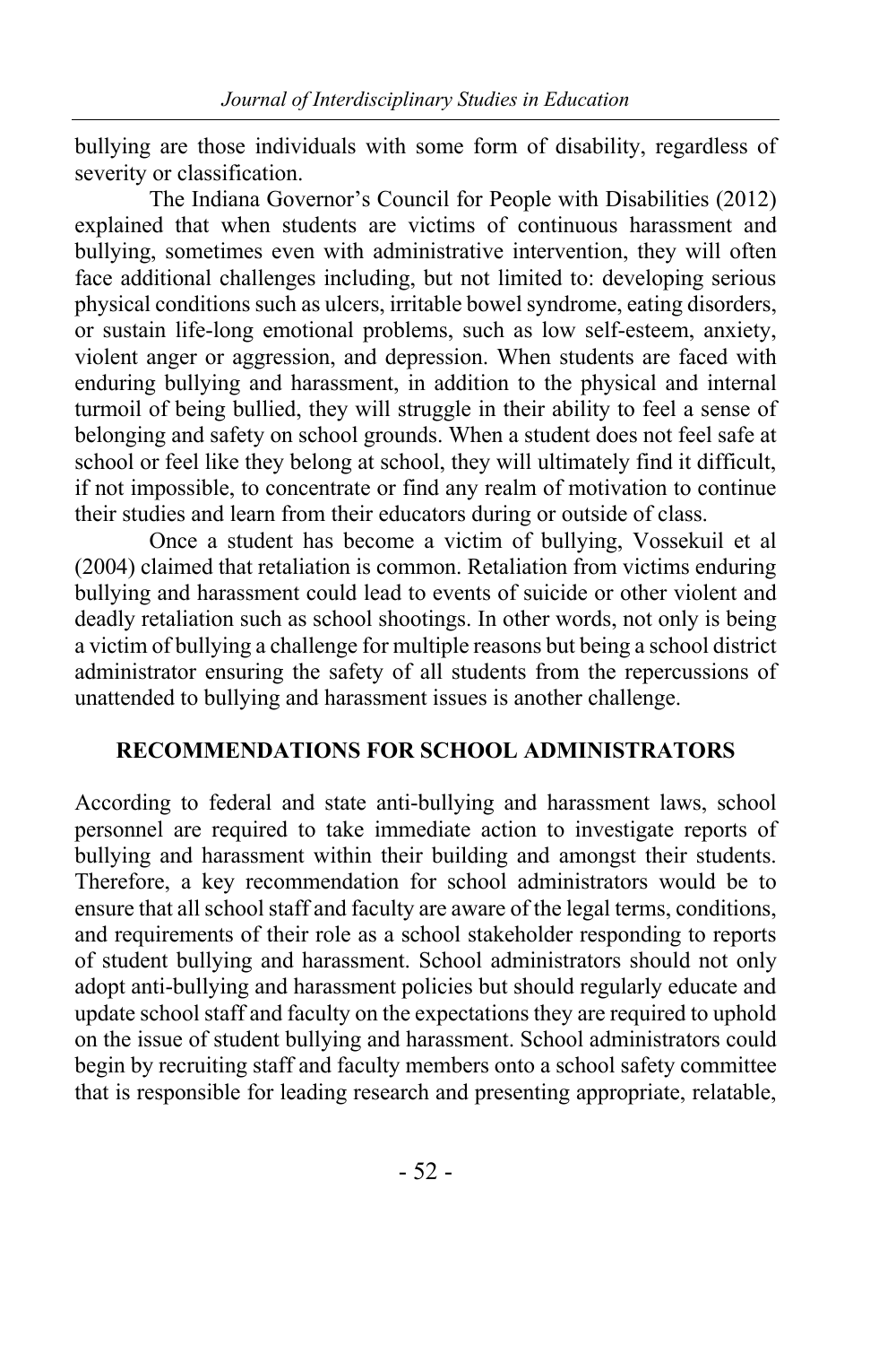bullying are those individuals with some form of disability, regardless of severity or classification.

The Indiana Governor's Council for People with Disabilities (2012) explained that when students are victims of continuous harassment and bullying, sometimes even with administrative intervention, they will often face additional challenges including, but not limited to: developing serious physical conditions such as ulcers, irritable bowel syndrome, eating disorders, or sustain life-long emotional problems, such as low self-esteem, anxiety, violent anger or aggression, and depression. When students are faced with enduring bullying and harassment, in addition to the physical and internal turmoil of being bullied, they will struggle in their ability to feel a sense of belonging and safety on school grounds. When a student does not feel safe at school or feel like they belong at school, they will ultimately find it difficult, if not impossible, to concentrate or find any realm of motivation to continue their studies and learn from their educators during or outside of class.

Once a student has become a victim of bullying, Vossekuil et al (2004) claimed that retaliation is common. Retaliation from victims enduring bullying and harassment could lead to events of suicide or other violent and deadly retaliation such as school shootings. In other words, not only is being a victim of bullying a challenge for multiple reasons but being a school district administrator ensuring the safety of all students from the repercussions of unattended to bullying and harassment issues is another challenge.

## RECOMMENDATIONS FOR SCHOOL ADMINISTRATORS

According to federal and state anti-bullying and harassment laws, school personnel are required to take immediate action to investigate reports of bullying and harassment within their building and amongst their students. Therefore, a key recommendation for school administrators would be to ensure that all school staff and faculty are aware of the legal terms, conditions, and requirements of their role as a school stakeholder responding to reports of student bullying and harassment. School administrators should not only adopt anti-bullying and harassment policies but should regularly educate and update school staff and faculty on the expectations they are required to uphold on the issue of student bullying and harassment. School administrators could begin by recruiting staff and faculty members onto a school safety committee that is responsible for leading research and presenting appropriate, relatable,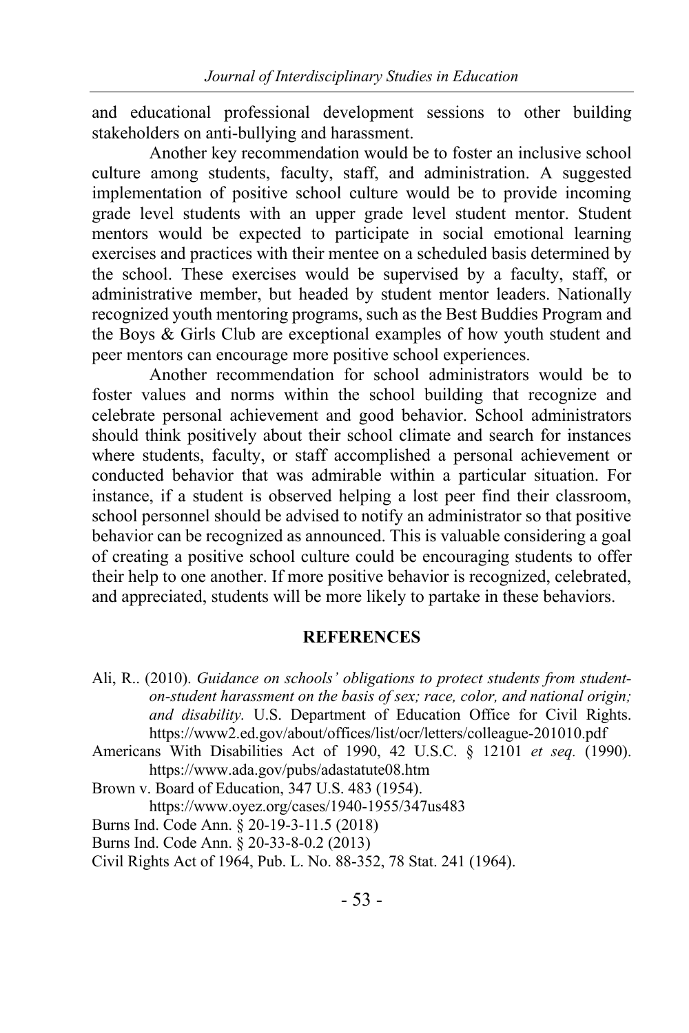and educational professional development sessions to other building stakeholders on anti-bullying and harassment.

Another key recommendation would be to foster an inclusive school culture among students, faculty, staff, and administration. A suggested implementation of positive school culture would be to provide incoming grade level students with an upper grade level student mentor. Student mentors would be expected to participate in social emotional learning exercises and practices with their mentee on a scheduled basis determined by the school. These exercises would be supervised by a faculty, staff, or administrative member, but headed by student mentor leaders. Nationally recognized youth mentoring programs, such as the Best Buddies Program and the Boys & Girls Club are exceptional examples of how youth student and peer mentors can encourage more positive school experiences.

Another recommendation for school administrators would be to foster values and norms within the school building that recognize and celebrate personal achievement and good behavior. School administrators should think positively about their school climate and search for instances where students, faculty, or staff accomplished a personal achievement or conducted behavior that was admirable within a particular situation. For instance, if a student is observed helping a lost peer find their classroom, school personnel should be advised to notify an administrator so that positive behavior can be recognized as announced. This is valuable considering a goal of creating a positive school culture could be encouraging students to offer their help to one another. If more positive behavior is recognized, celebrated, and appreciated, students will be more likely to partake in these behaviors.

## REFERENCES

Ali, R.. (2010). *Guidance on schools' obligations to protect students from student-on-student harassment on the basis of sex; race, color, and national origin; and disability.* U.S. Department of Education Office for Civil Rights. https://www2.ed.gov/about/offices/list/ocr/letters/colleague-201010.pdf

Americans With Disabilities Act of 1990, 42 U.S.C. § 12101 *et seq.* (1990). https://www.ada.gov/pubs/adastatute08.htm

Brown v. Board of Education, 347 U.S. 483 (1954). https://www.oyez.org/cases/1940-1955/347us483

Burns Ind. Code Ann. § 20-19-3-11.5 (2018)

Burns Ind. Code Ann. § 20-33-8-0.2 (2013)

Civil Rights Act of 1964, Pub. L. No. 88-352, 78 Stat. 241 (1964).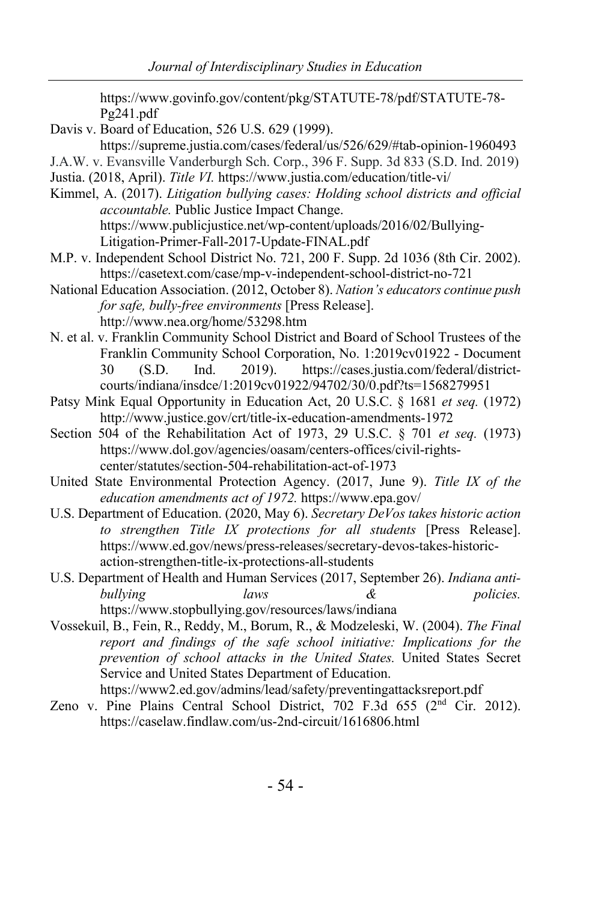https://www.govinfo.gov/content/pkg/STATUTE-78/pdf/STATUTE-78-Pg241.pdf

Davis v. Board of Education, 526 U.S. 629 (1999). https://supreme.justia.com/cases/federal/us/526/629/#tab-opinion-1960493

J.A.W. v. Evansville Vanderburgh Sch. Corp., 396 F. Supp. 3d 833 (S.D. Ind. 2019)

Justia. (2018, April). *Title VI.* https://www.justia.com/education/title-vi/

Kimmel, A. (2017). *Litigation bullying cases: Holding school districts and official accountable.* Public Justice Impact Change. https://www.publicjustice.net/wp-content/uploads/2016/02/Bullying-Litigation-Primer-Fall-2017-Update-FINAL.pdf

M.P. v. Independent School District No. 721, 200 F. Supp. 2d 1036 (8th Cir. 2002). https://casetext.com/case/mp-v-independent-school-district-no-721

National Education Association. (2012, October 8). *Nation's educators continue push for safe, bully-free environments* [Press Release]. http://www.nea.org/home/53298.htm

N. et al. v. Franklin Community School District and Board of School Trustees of the Franklin Community School Corporation, No. 1:2019cv01922 - Document 30 (S.D. Ind. 2019). https://cases.justia.com/federal/district-courts/indiana/insdce/1:2019cv01922/94702/30/0.pdf?ts=1568279951

Patsy Mink Equal Opportunity in Education Act, 20 U.S.C. § 1681 *et seq.* (1972) http://www.justice.gov/crt/title-ix-education-amendments-1972

Section 504 of the Rehabilitation Act of 1973, 29 U.S.C. § 701 *et seq.* (1973) https://www.dol.gov/agencies/oasam/centers-offices/civil-rights-center/statutes/section-504-rehabilitation-act-of-1973

United State Environmental Protection Agency. (2017, June 9). *Title IX of the education amendments act of 1972.* https://www.epa.gov/

U.S. Department of Education. (2020, May 6). *Secretary DeVos takes historic action to strengthen Title IX protections for all students* [Press Release]. https://www.ed.gov/news/press-releases/secretary-devos-takes-historic-action-strengthen-title-ix-protections-all-students

U.S. Department of Health and Human Services (2017, September 26). *Indiana anti-bullying laws & policies.* https://www.stopbullying.gov/resources/laws/indiana

Vossekuil, B., Fein, R., Reddy, M., Borum, R., & Modzeleski, W. (2004). *The Final report and findings of the safe school initiative: Implications for the prevention of school attacks in the United States.* United States Secret Service and United States Department of Education. https://www2.ed.gov/admins/lead/safety/preventingattacksreport.pdf

Zeno v. Pine Plains Central School District, 702 F.3d 655 (2nd Cir. 2012). https://caselaw.findlaw.com/us-2nd-circuit/1616806.html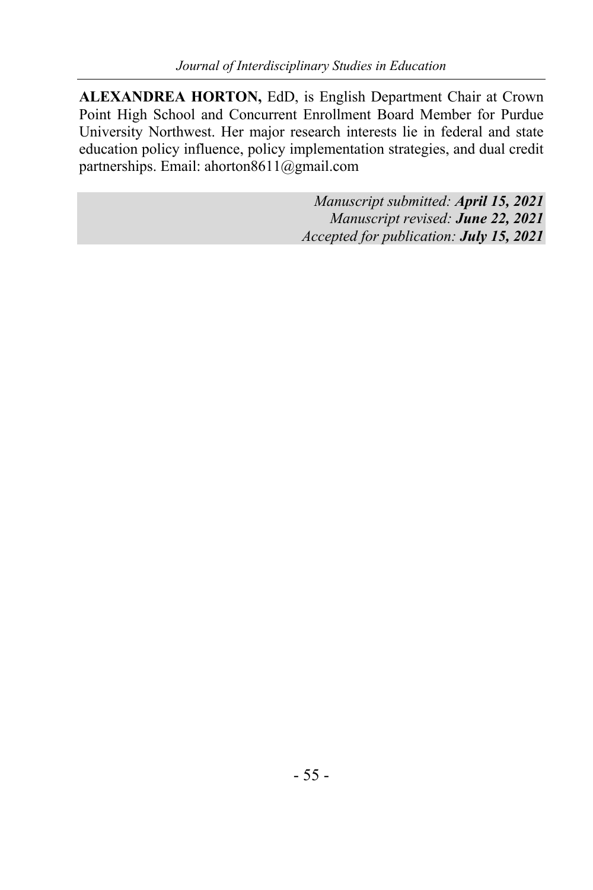**ALEXANDREA HORTON,** EdD, is English Department Chair at Crown Point High School and Concurrent Enrollment Board Member for Purdue University Northwest. Her major research interests lie in federal and state education policy influence, policy implementation strategies, and dual credit partnerships. Email: ahorton8611@gmail.com

*Manuscript submitted:* ***April 15, 2021***
*Manuscript revised:* ***June 22, 2021***
*Accepted for publication:* ***July 15, 2021***